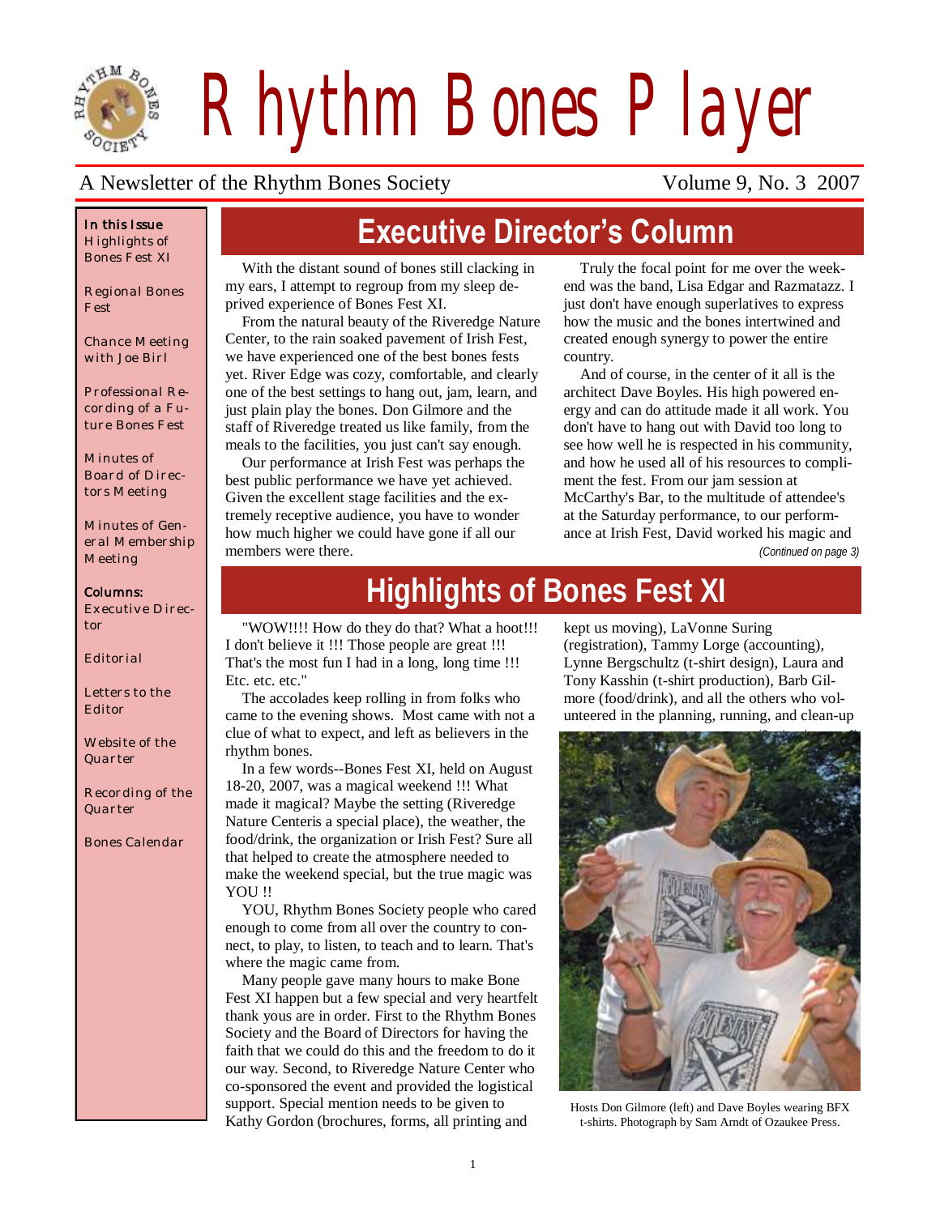# Rhythm Bones Player

A Newsletter of the Rhythm Bones Society — Volume 9, No. 3 2007

**In this Issue**

Highlights of Bones Fest XI

Regional Bones Fest

Chance Meeting with Joe Birl

Professional Recording of a Future Bones Fest

Minutes of Board of Directors Meeting

Minutes of General Membership Meeting

**Columns:**

Executive Director

Editorial

Letters to the Editor

Website of the Quarter

Recording of the Quarter

Bones Calendar

## Executive Director's Column

With the distant sound of bones still clacking in my ears, I attempt to regroup from my sleep deprived experience of Bones Fest XI.

From the natural beauty of the Riveredge Nature Center, to the rain soaked pavement of Irish Fest, we have experienced one of the best bones fests yet. River Edge was cozy, comfortable, and clearly one of the best settings to hang out, jam, learn, and just plain play the bones. Don Gilmore and the staff of Riveredge treated us like family, from the meals to the facilities, you just can't say enough.

Our performance at Irish Fest was perhaps the best public performance we have yet achieved. Given the excellent stage facilities and the extremely receptive audience, you have to wonder how much higher we could have gone if all our members were there.

Truly the focal point for me over the weekend was the band, Lisa Edgar and Razmatazz. I just don't have enough superlatives to express how the music and the bones intertwined and created enough synergy to power the entire country.

And of course, in the center of it all is the architect Dave Boyles. His high powered energy and can do attitude made it all work. You don't have to hang out with David too long to see how well he is respected in his community, and how he used all of his resources to compliment the fest. From our jam session at McCarthy's Bar, to the multitude of attendee's at the Saturday performance, to our performance at Irish Fest, David worked his magic and

*(Continued on page 3)*

## Highlights of Bones Fest XI

"WOW!!!! How do they do that? What a hoot!!! I don't believe it !!! Those people are great !!! That's the most fun I had in a long, long time !!! Etc. etc. etc."

The accolades keep rolling in from folks who came to the evening shows. Most came with not a clue of what to expect, and left as believers in the rhythm bones.

In a few words--Bones Fest XI, held on August 18-20, 2007, was a magical weekend !!! What made it magical? Maybe the setting (Riveredge Nature Centeris a special place), the weather, the food/drink, the organization or Irish Fest? Sure all that helped to create the atmosphere needed to make the weekend special, but the true magic was YOU !!

YOU, Rhythm Bones Society people who cared enough to come from all over the country to connect, to play, to listen, to teach and to learn. That's where the magic came from.

Many people gave many hours to make Bone Fest XI happen but a few special and very heartfelt thank yous are in order. First to the Rhythm Bones Society and the Board of Directors for having the faith that we could do this and the freedom to do it our way. Second, to Riveredge Nature Center who co-sponsored the event and provided the logistical support. Special mention needs to be given to Kathy Gordon (brochures, forms, all printing and kept us moving), LaVonne Suring (registration), Tammy Lorge (accounting), Lynne Bergschultz (t-shirt design), Laura and Tony Kasshin (t-shirt production), Barb Gilmore (food/drink), and all the others who volunteered in the planning, running, and clean-up

Hosts Don Gilmore (left) and Dave Boyles wearing BFX t-shirts. Photograph by Sam Arndt of Ozaukee Press.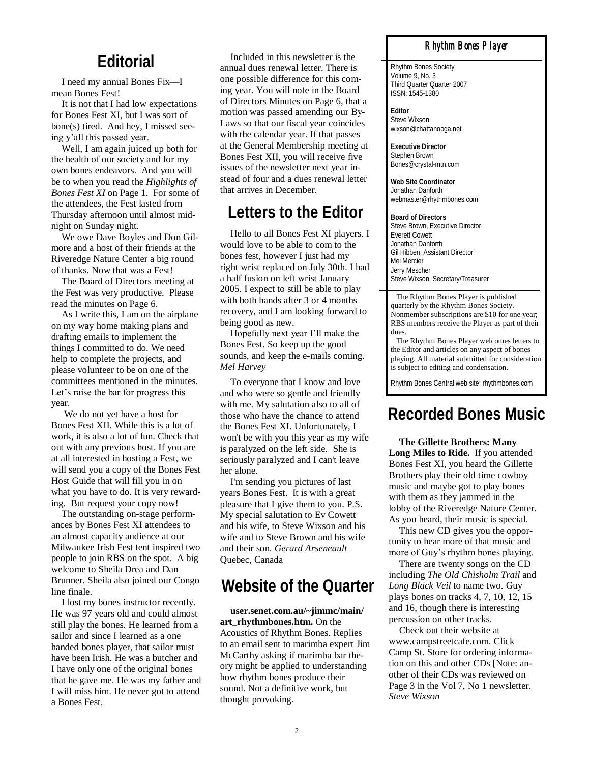## Editorial

I need my annual Bones Fix—I mean Bones Fest!

It is not that I had low expectations for Bones Fest XI, but I was sort of bone(s) tired. And hey, I missed seeing y'all this passed year.

Well, I am again juiced up both for the health of our society and for my own bones endeavors. And you will be to when you read the *Highlights of Bones Fest XI* on Page 1. For some of the attendees, the Fest lasted from Thursday afternoon until almost midnight on Sunday night.

We owe Dave Boyles and Don Gilmore and a host of their friends at the Riveredge Nature Center a big round of thanks. Now that was a Fest!

The Board of Directors meeting at the Fest was very productive. Please read the minutes on Page 6.

As I write this, I am on the airplane on my way home making plans and drafting emails to implement the things I committed to do. We need help to complete the projects, and please volunteer to be on one of the committees mentioned in the minutes. Let's raise the bar for progress this year.

We do not yet have a host for Bones Fest XII. While this is a lot of work, it is also a lot of fun. Check that out with any previous host. If you are at all interested in hosting a Fest, we will send you a copy of the Bones Fest Host Guide that will fill you in on what you have to do. It is very rewarding. But request your copy now!

The outstanding on-stage performances by Bones Fest XI attendees to an almost capacity audience at our Milwaukee Irish Fest tent inspired two people to join RBS on the spot. A big welcome to Sheila Drea and Dan Brunner. Sheila also joined our Congo line finale.

I lost my bones instructor recently. He was 97 years old and could almost still play the bones. He learned from a sailor and since I learned as a one handed bones player, that sailor must have been Irish. He was a butcher and I have only one of the original bones that he gave me. He was my father and I will miss him. He never got to attend a Bones Fest.

Included in this newsletter is the annual dues renewal letter. There is one possible difference for this coming year. You will note in the Board of Directors Minutes on Page 6, that a motion was passed amending our By-Laws so that our fiscal year coincides with the calendar year. If that passes at the General Membership meeting at Bones Fest XII, you will receive five issues of the newsletter next year instead of four and a dues renewal letter that arrives in December.

## Letters to the Editor

Hello to all Bones Fest XI players. I would love to be able to com to the bones fest, however I just had my right wrist replaced on July 30th. I had a half fusion on left wrist January 2005. I expect to still be able to play with both hands after 3 or 4 months recovery, and I am looking forward to being good as new.

Hopefully next year I'll make the Bones Fest. So keep up the good sounds, and keep the e-mails coming. *Mel Harvey*

To everyone that I know and love and who were so gentle and friendly with me. My salutation also to all of those who have the chance to attend the Bones Fest XI. Unfortunately, I won't be with you this year as my wife is paralyzed on the left side. She is seriously paralyzed and I can't leave her alone.

I'm sending you pictures of last years Bones Fest. It is with a great pleasure that I give them to you. P.S. My special salutation to Ev Cowett and his wife, to Steve Wixson and his wife and to Steve Brown and his wife and their son. *Gerard Arseneault* Quebec, Canada

## Website of the Quarter

**user.senet.com.au/~jimmc/main/art_rhythmbones.htm.** On the Acoustics of Rhythm Bones. Replies to an email sent to marimba expert Jim McCarthy asking if marimba bar theory might be applied to understanding how rhythm bones produce their sound. Not a definitive work, but thought provoking.

### Rhythm Bones Player

Rhythm Bones Society
Volume 9, No. 3
Third Quarter Quarter 2007
ISSN: 1545-1380

**Editor**
Steve Wixson
wixson@chattanooga.net

**Executive Director**
Stephen Brown
Bones@crystal-mtn.com

**Web Site Coordinator**
Jonathan Danforth
webmaster@rhythmbones.com

**Board of Directors**
Steve Brown, Executive Director
Everett Cowett
Jonathan Danforth
Gil Hibben, Assistant Director
Mel Mercier
Jerry Mescher
Steve Wixson, Secretary/Treasurer

The Rhythm Bones Player is published quarterly by the Rhythm Bones Society. Nonmember subscriptions are $10 for one year; RBS members receive the Player as part of their dues.

The Rhythm Bones Player welcomes letters to the Editor and articles on any aspect of bones playing. All material submitted for consideration is subject to editing and condensation.

Rhythm Bones Central web site: rhythmbones.com

## Recorded Bones Music

**The Gillette Brothers: Many Long Miles to Ride.** If you attended Bones Fest XI, you heard the Gillette Brothers play their old time cowboy music and maybe got to play bones with them as they jammed in the lobby of the Riveredge Nature Center. As you heard, their music is special.

This new CD gives you the opportunity to hear more of that music and more of Guy's rhythm bones playing.

There are twenty songs on the CD including *The Old Chisholm Trail* and *Long Black Veil* to name two. Guy plays bones on tracks 4, 7, 10, 12, 15 and 16, though there is interesting percussion on other tracks.

Check out their website at www.campstreetcafe.com. Click Camp St. Store for ordering information on this and other CDs [Note: another of their CDs was reviewed on Page 3 in the Vol 7, No 1 newsletter. *Steve Wixson*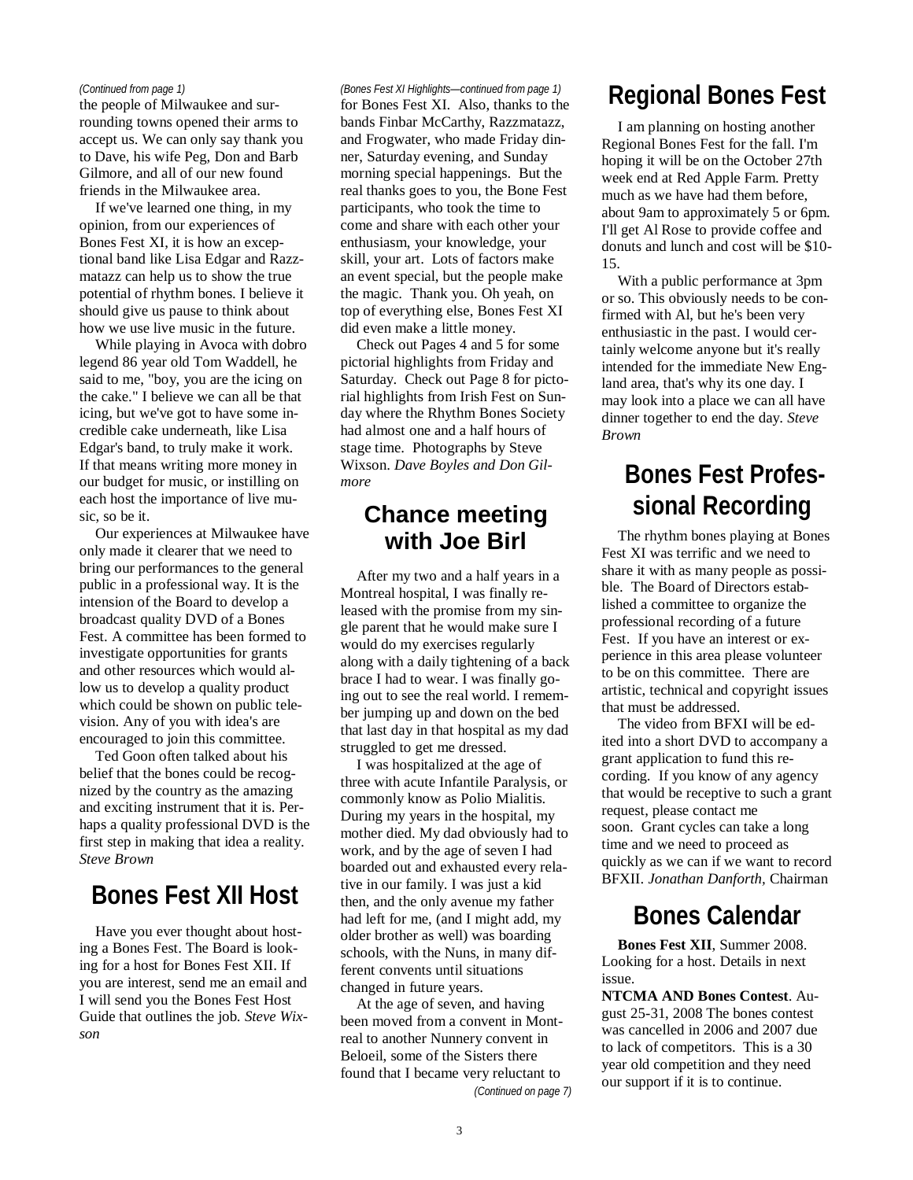*(Continued from page 1)*

the people of Milwaukee and surrounding towns opened their arms to accept us. We can only say thank you to Dave, his wife Peg, Don and Barb Gilmore, and all of our new found friends in the Milwaukee area.

If we've learned one thing, in my opinion, from our experiences of Bones Fest XI, it is how an exceptional band like Lisa Edgar and Razzmatazz can help us to show the true potential of rhythm bones. I believe it should give us pause to think about how we use live music in the future.

While playing in Avoca with dobro legend 86 year old Tom Waddell, he said to me, "boy, you are the icing on the cake." I believe we can all be that icing, but we've got to have some incredible cake underneath, like Lisa Edgar's band, to truly make it work. If that means writing more money in our budget for music, or instilling on each host the importance of live music, so be it.

Our experiences at Milwaukee have only made it clearer that we need to bring our performances to the general public in a professional way. It is the intension of the Board to develop a broadcast quality DVD of a Bones Fest. A committee has been formed to investigate opportunities for grants and other resources which would allow us to develop a quality product which could be shown on public television. Any of you with idea's are encouraged to join this committee.

Ted Goon often talked about his belief that the bones could be recognized by the country as the amazing and exciting instrument that it is. Perhaps a quality professional DVD is the first step in making that idea a reality. *Steve Brown*

## Bones Fest XII Host

Have you ever thought about hosting a Bones Fest. The Board is looking for a host for Bones Fest XII. If you are interest, send me an email and I will send you the Bones Fest Host Guide that outlines the job. *Steve Wixson*

*(Bones Fest XI Highlights—continued from page 1)*

for Bones Fest XI. Also, thanks to the bands Finbar McCarthy, Razzmatazz, and Frogwater, who made Friday dinner, Saturday evening, and Sunday morning special happenings. But the real thanks goes to you, the Bone Fest participants, who took the time to come and share with each other your enthusiasm, your knowledge, your skill, your art. Lots of factors make an event special, but the people make the magic. Thank you. Oh yeah, on top of everything else, Bones Fest XI did even make a little money.

Check out Pages 4 and 5 for some pictorial highlights from Friday and Saturday. Check out Page 8 for pictorial highlights from Irish Fest on Sunday where the Rhythm Bones Society had almost one and a half hours of stage time. Photographs by Steve Wixson. *Dave Boyles and Don Gilmore*

## Chance meeting with Joe Birl

After my two and a half years in a Montreal hospital, I was finally released with the promise from my single parent that he would make sure I would do my exercises regularly along with a daily tightening of a back brace I had to wear. I was finally going out to see the real world. I remember jumping up and down on the bed that last day in that hospital as my dad struggled to get me dressed.

I was hospitalized at the age of three with acute Infantile Paralysis, or commonly know as Polio Mialitis. During my years in the hospital, my mother died. My dad obviously had to work, and by the age of seven I had boarded out and exhausted every relative in our family. I was just a kid then, and the only avenue my father had left for me, (and I might add, my older brother as well) was boarding schools, with the Nuns, in many different convents until situations changed in future years.

At the age of seven, and having been moved from a convent in Montreal to another Nunnery convent in Beloeil, some of the Sisters there found that I became very reluctant to

*(Continued on page 7)*

## Regional Bones Fest

I am planning on hosting another Regional Bones Fest for the fall. I'm hoping it will be on the October 27th week end at Red Apple Farm. Pretty much as we have had them before, about 9am to approximately 5 or 6pm. I'll get Al Rose to provide coffee and donuts and lunch and cost will be $10-15.

With a public performance at 3pm or so. This obviously needs to be confirmed with Al, but he's been very enthusiastic in the past. I would certainly welcome anyone but it's really intended for the immediate New England area, that's why its one day. I may look into a place we can all have dinner together to end the day. *Steve Brown*

## Bones Fest Professional Recording

The rhythm bones playing at Bones Fest XI was terrific and we need to share it with as many people as possible. The Board of Directors established a committee to organize the professional recording of a future Fest. If you have an interest or experience in this area please volunteer to be on this committee. There are artistic, technical and copyright issues that must be addressed.

The video from BFXI will be edited into a short DVD to accompany a grant application to fund this recording. If you know of any agency that would be receptive to such a grant request, please contact me soon. Grant cycles can take a long time and we need to proceed as quickly as we can if we want to record BFXII. *Jonathan Danforth*, Chairman

## Bones Calendar

**Bones Fest XII**, Summer 2008. Looking for a host. Details in next issue.

**NTCMA AND Bones Contest**. August 25-31, 2008 The bones contest was cancelled in 2006 and 2007 due to lack of competitors. This is a 30 year old competition and they need our support if it is to continue.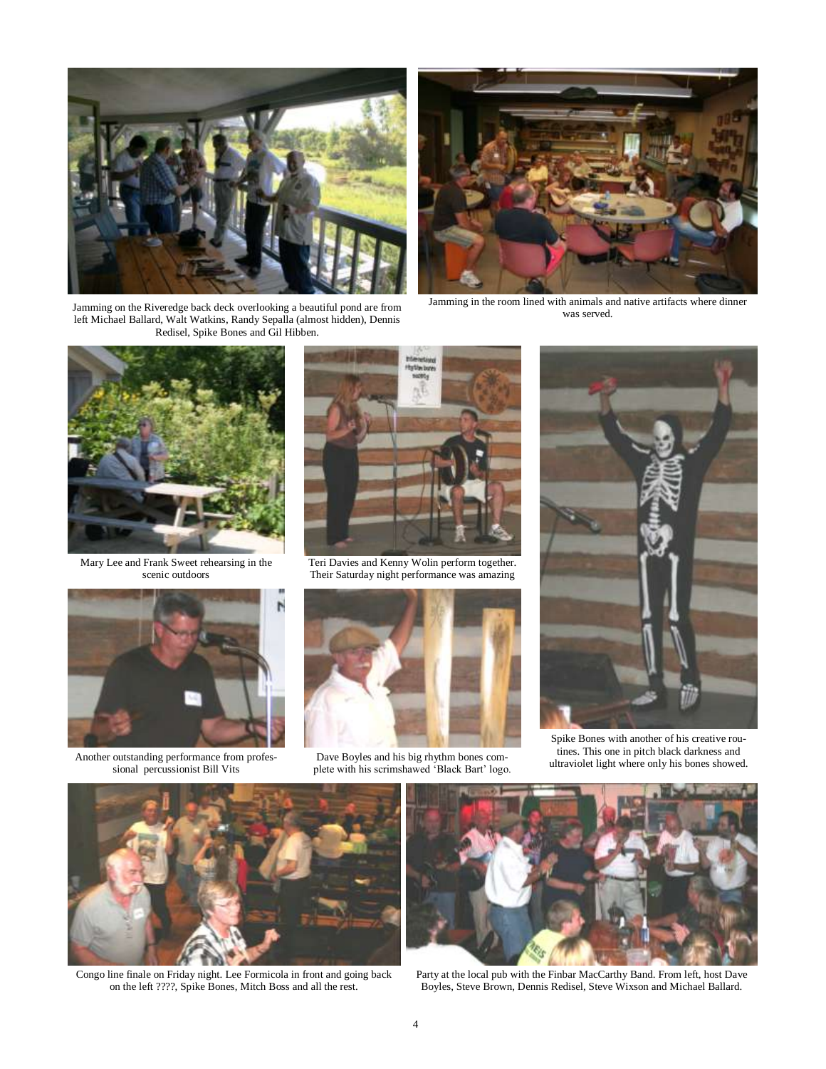Jamming on the Riveredge back deck overlooking a beautiful pond are from left Michael Ballard, Walt Watkins, Randy Sepalla (almost hidden), Dennis Redisel, Spike Bones and Gil Hibben.

Jamming in the room lined with animals and native artifacts where dinner was served.

Mary Lee and Frank Sweet rehearsing in the scenic outdoors

Teri Davies and Kenny Wolin perform together. Their Saturday night performance was amazing

Spike Bones with another of his creative routines. This one in pitch black darkness and ultraviolet light where only his bones showed.

Another outstanding performance from professional percussionist Bill Vits

Dave Boyles and his big rhythm bones complete with his scrimshawed 'Black Bart' logo.

Congo line finale on Friday night. Lee Formicola in front and going back on the left ????, Spike Bones, Mitch Boss and all the rest.

Party at the local pub with the Finbar MacCarthy Band. From left, host Dave Boyles, Steve Brown, Dennis Redisel, Steve Wixson and Michael Ballard.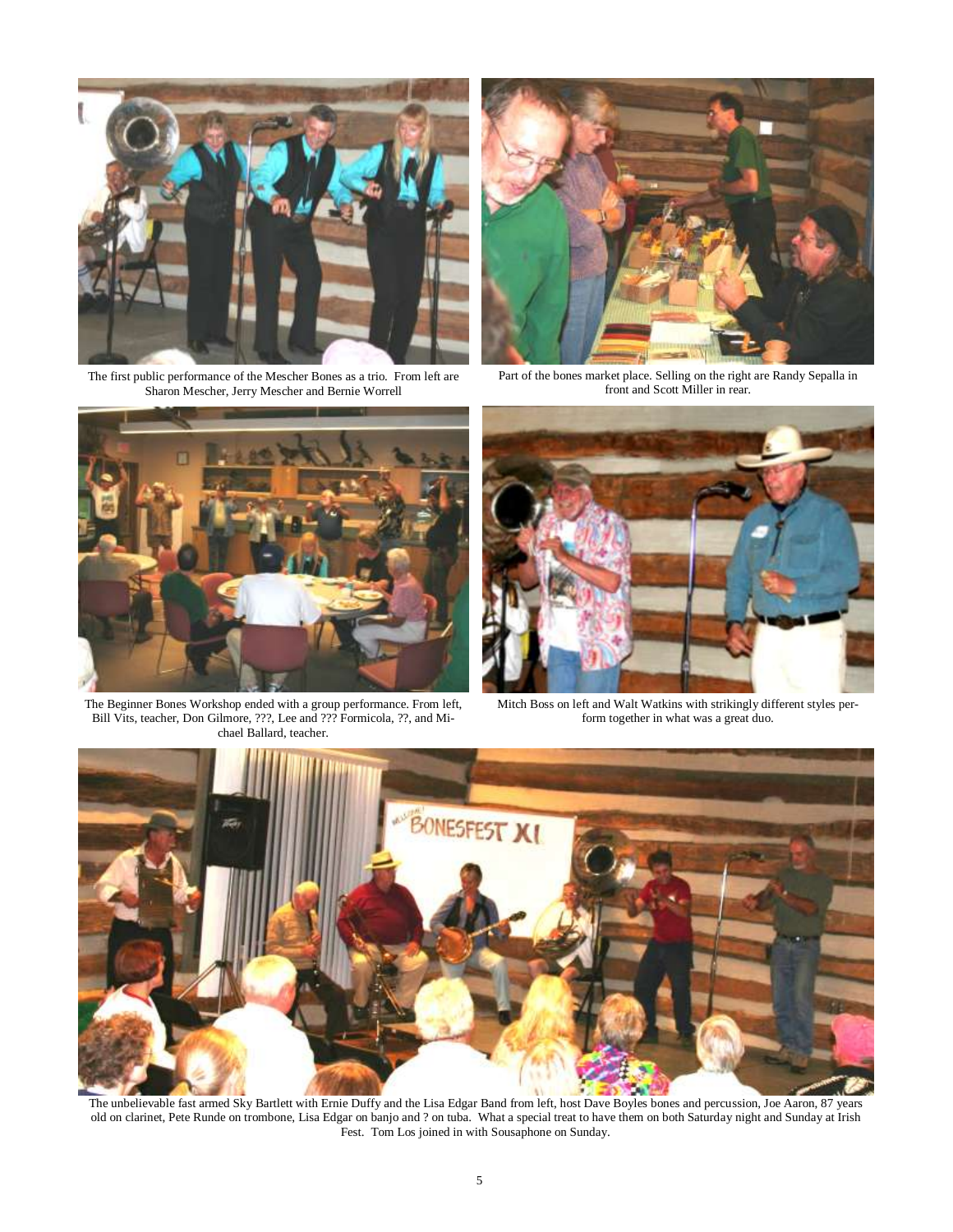The first public performance of the Mescher Bones as a trio. From left are Sharon Mescher, Jerry Mescher and Bernie Worrell

Part of the bones market place. Selling on the right are Randy Sepalla in front and Scott Miller in rear.

The Beginner Bones Workshop ended with a group performance. From left, Bill Vits, teacher, Don Gilmore, ???, Lee and ??? Formicola, ??, and Michael Ballard, teacher.

Mitch Boss on left and Walt Watkins with strikingly different styles perform together in what was a great duo.

The unbelievable fast armed Sky Bartlett with Ernie Duffy and the Lisa Edgar Band from left, host Dave Boyles bones and percussion, Joe Aaron, 87 years old on clarinet, Pete Runde on trombone, Lisa Edgar on banjo and ? on tuba. What a special treat to have them on both Saturday night and Sunday at Irish Fest. Tom Los joined in with Sousaphone on Sunday.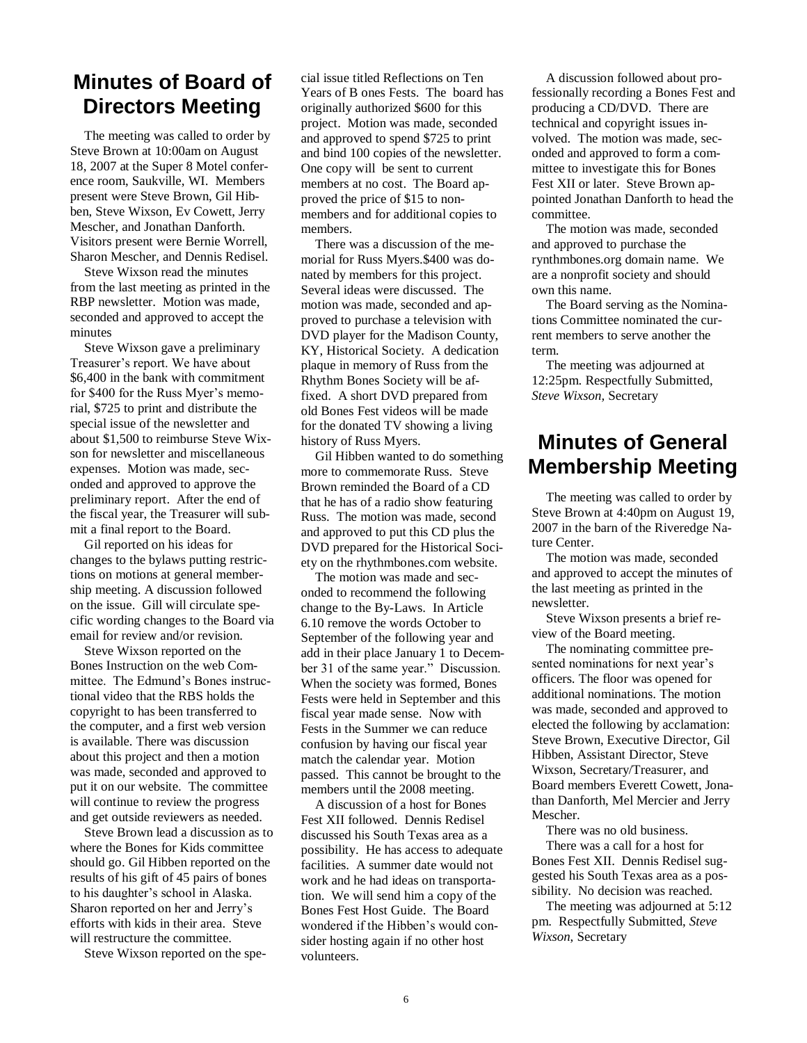## Minutes of Board of Directors Meeting

The meeting was called to order by Steve Brown at 10:00am on August 18, 2007 at the Super 8 Motel conference room, Saukville, WI. Members present were Steve Brown, Gil Hibben, Steve Wixson, Ev Cowett, Jerry Mescher, and Jonathan Danforth. Visitors present were Bernie Worrell, Sharon Mescher, and Dennis Redisel.

Steve Wixson read the minutes from the last meeting as printed in the RBP newsletter. Motion was made, seconded and approved to accept the minutes

Steve Wixson gave a preliminary Treasurer's report. We have about $6,400 in the bank with commitment for $400 for the Russ Myer's memorial, $725 to print and distribute the special issue of the newsletter and about $1,500 to reimburse Steve Wixson for newsletter and miscellaneous expenses. Motion was made, seconded and approved to approve the preliminary report. After the end of the fiscal year, the Treasurer will submit a final report to the Board.

Gil reported on his ideas for changes to the bylaws putting restrictions on motions at general membership meeting. A discussion followed on the issue. Gill will circulate specific wording changes to the Board via email for review and/or revision.

Steve Wixson reported on the Bones Instruction on the web Committee. The Edmund's Bones instructional video that the RBS holds the copyright to has been transferred to the computer, and a first web version is available. There was discussion about this project and then a motion was made, seconded and approved to put it on our website. The committee will continue to review the progress and get outside reviewers as needed.

Steve Brown lead a discussion as to where the Bones for Kids committee should go. Gil Hibben reported on the results of his gift of 45 pairs of bones to his daughter's school in Alaska. Sharon reported on her and Jerry's efforts with kids in their area. Steve will restructure the committee.

Steve Wixson reported on the special issue titled Reflections on Ten Years of B ones Fests. The board has originally authorized $600 for this project. Motion was made, seconded and approved to spend $725 to print and bind 100 copies of the newsletter. One copy will be sent to current members at no cost. The Board approved the price of $15 to non-members and for additional copies to members.

There was a discussion of the memorial for Russ Myers.$400 was donated by members for this project. Several ideas were discussed. The motion was made, seconded and approved to purchase a television with DVD player for the Madison County, KY, Historical Society. A dedication plaque in memory of Russ from the Rhythm Bones Society will be affixed. A short DVD prepared from old Bones Fest videos will be made for the donated TV showing a living history of Russ Myers.

Gil Hibben wanted to do something more to commemorate Russ. Steve Brown reminded the Board of a CD that he has of a radio show featuring Russ. The motion was made, second and approved to put this CD plus the DVD prepared for the Historical Society on the rhythmbones.com website.

The motion was made and seconded to recommend the following change to the By-Laws. In Article 6.10 remove the words October to September of the following year and add in their place January 1 to December 31 of the same year." Discussion. When the society was formed, Bones Fests were held in September and this fiscal year made sense. Now with Fests in the Summer we can reduce confusion by having our fiscal year match the calendar year. Motion passed. This cannot be brought to the members until the 2008 meeting.

A discussion of a host for Bones Fest XII followed. Dennis Redisel discussed his South Texas area as a possibility. He has access to adequate facilities. A summer date would not work and he had ideas on transportation. We will send him a copy of the Bones Fest Host Guide. The Board wondered if the Hibben's would consider hosting again if no other host volunteers.

A discussion followed about professionally recording a Bones Fest and producing a CD/DVD. There are technical and copyright issues involved. The motion was made, seconded and approved to form a committee to investigate this for Bones Fest XII or later. Steve Brown appointed Jonathan Danforth to head the committee.

The motion was made, seconded and approved to purchase the rynthmbones.org domain name. We are a nonprofit society and should own this name.

The Board serving as the Nominations Committee nominated the current members to serve another the term.

The meeting was adjourned at 12:25pm. Respectfully Submitted, *Steve Wixson*, Secretary

## Minutes of General Membership Meeting

The meeting was called to order by Steve Brown at 4:40pm on August 19, 2007 in the barn of the Riveredge Nature Center.

The motion was made, seconded and approved to accept the minutes of the last meeting as printed in the newsletter.

Steve Wixson presents a brief review of the Board meeting.

The nominating committee presented nominations for next year's officers. The floor was opened for additional nominations. The motion was made, seconded and approved to elected the following by acclamation: Steve Brown, Executive Director, Gil Hibben, Assistant Director, Steve Wixson, Secretary/Treasurer, and Board members Everett Cowett, Jonathan Danforth, Mel Mercier and Jerry Mescher.

There was no old business.

There was a call for a host for Bones Fest XII. Dennis Redisel suggested his South Texas area as a possibility. No decision was reached.

The meeting was adjourned at 5:12 pm. Respectfully Submitted, *Steve Wixson*, Secretary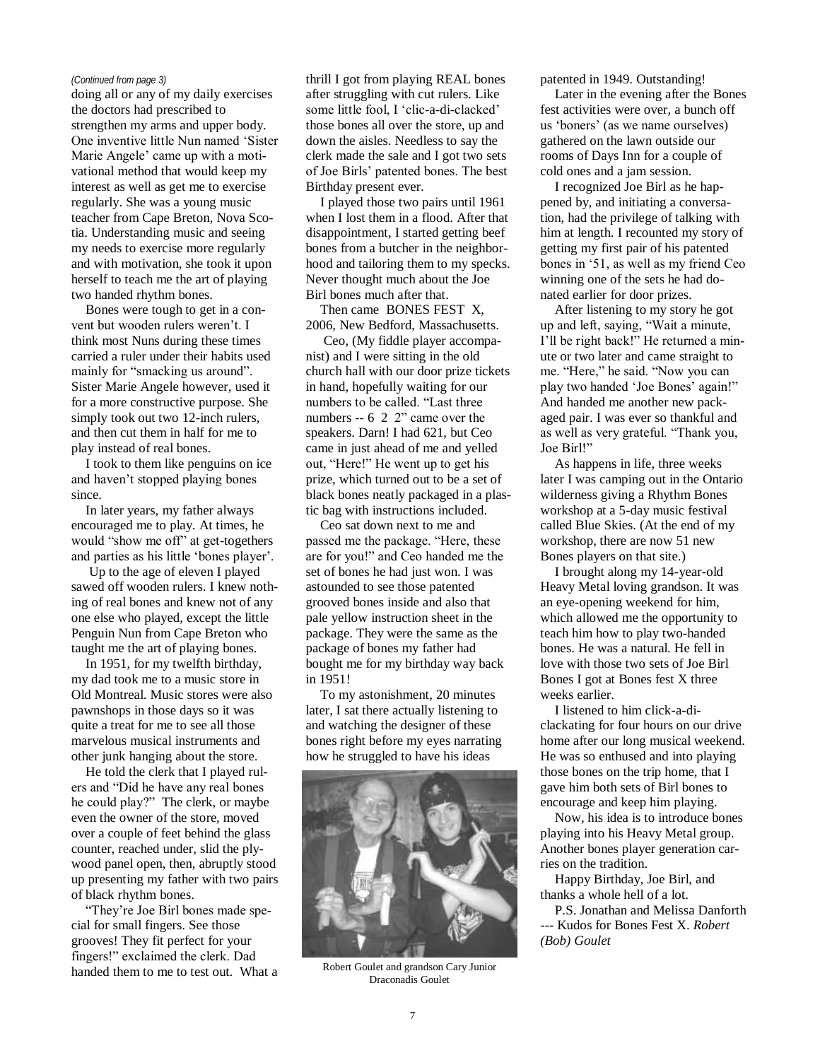*(Continued from page 3)*

doing all or any of my daily exercises the doctors had prescribed to strengthen my arms and upper body. One inventive little Nun named 'Sister Marie Angele' came up with a motivational method that would keep my interest as well as get me to exercise regularly. She was a young music teacher from Cape Breton, Nova Scotia. Understanding music and seeing my needs to exercise more regularly and with motivation, she took it upon herself to teach me the art of playing two handed rhythm bones.

Bones were tough to get in a convent but wooden rulers weren't. I think most Nuns during these times carried a ruler under their habits used mainly for "smacking us around". Sister Marie Angele however, used it for a more constructive purpose. She simply took out two 12-inch rulers, and then cut them in half for me to play instead of real bones.

I took to them like penguins on ice and haven't stopped playing bones since.

In later years, my father always encouraged me to play. At times, he would "show me off" at get-togethers and parties as his little 'bones player'.

Up to the age of eleven I played sawed off wooden rulers. I knew nothing of real bones and knew not of any one else who played, except the little Penguin Nun from Cape Breton who taught me the art of playing bones.

In 1951, for my twelfth birthday, my dad took me to a music store in Old Montreal. Music stores were also pawnshops in those days so it was quite a treat for me to see all those marvelous musical instruments and other junk hanging about the store.

He told the clerk that I played rulers and "Did he have any real bones he could play?" The clerk, or maybe even the owner of the store, moved over a couple of feet behind the glass counter, reached under, slid the plywood panel open, then, abruptly stood up presenting my father with two pairs of black rhythm bones.

"They're Joe Birl bones made special for small fingers. See those grooves! They fit perfect for your fingers!" exclaimed the clerk. Dad handed them to me to test out. What a thrill I got from playing REAL bones after struggling with cut rulers. Like some little fool, I 'clic-a-di-clacked' those bones all over the store, up and down the aisles. Needless to say the clerk made the sale and I got two sets of Joe Birls' patented bones. The best Birthday present ever.

I played those two pairs until 1961 when I lost them in a flood. After that disappointment, I started getting beef bones from a butcher in the neighborhood and tailoring them to my specks. Never thought much about the Joe Birl bones much after that.

Then came BONES FEST X, 2006, New Bedford, Massachusetts.

Ceo, (My fiddle player accompanist) and I were sitting in the old church hall with our door prize tickets in hand, hopefully waiting for our numbers to be called. "Last three numbers -- 6 2 2" came over the speakers. Darn! I had 621, but Ceo came in just ahead of me and yelled out, "Here!" He went up to get his prize, which turned out to be a set of black bones neatly packaged in a plastic bag with instructions included.

Ceo sat down next to me and passed me the package. "Here, these are for you!" and Ceo handed me the set of bones he had just won. I was astounded to see those patented grooved bones inside and also that pale yellow instruction sheet in the package. They were the same as the package of bones my father had bought me for my birthday way back in 1951!

To my astonishment, 20 minutes later, I sat there actually listening to and watching the designer of these bones right before my eyes narrating how he struggled to have his ideas patented in 1949. Outstanding!

Later in the evening after the Bones fest activities were over, a bunch off us 'boners' (as we name ourselves) gathered on the lawn outside our rooms of Days Inn for a couple of cold ones and a jam session.

I recognized Joe Birl as he happened by, and initiating a conversation, had the privilege of talking with him at length. I recounted my story of getting my first pair of his patented bones in '51, as well as my friend Ceo winning one of the sets he had donated earlier for door prizes.

After listening to my story he got up and left, saying, "Wait a minute, I'll be right back!" He returned a minute or two later and came straight to me. "Here," he said. "Now you can play two handed 'Joe Bones' again!" And handed me another new packaged pair. I was ever so thankful and as well as very grateful. "Thank you, Joe Birl!"

As happens in life, three weeks later I was camping out in the Ontario wilderness giving a Rhythm Bones workshop at a 5-day music festival called Blue Skies. (At the end of my workshop, there are now 51 new Bones players on that site.)

I brought along my 14-year-old Heavy Metal loving grandson. It was an eye-opening weekend for him, which allowed me the opportunity to teach him how to play two-handed bones. He was a natural. He fell in love with those two sets of Joe Birl Bones I got at Bones fest X three weeks earlier.

I listened to him click-a-di-clackating for four hours on our drive home after our long musical weekend. He was so enthused and into playing those bones on the trip home, that I gave him both sets of Birl bones to encourage and keep him playing.

Now, his idea is to introduce bones playing into his Heavy Metal group. Another bones player generation carries on the tradition.

Happy Birthday, Joe Birl, and thanks a whole hell of a lot.

P.S. Jonathan and Melissa Danforth --- Kudos for Bones Fest X. *Robert (Bob) Goulet*

Robert Goulet and grandson Cary Junior Draconadis Goulet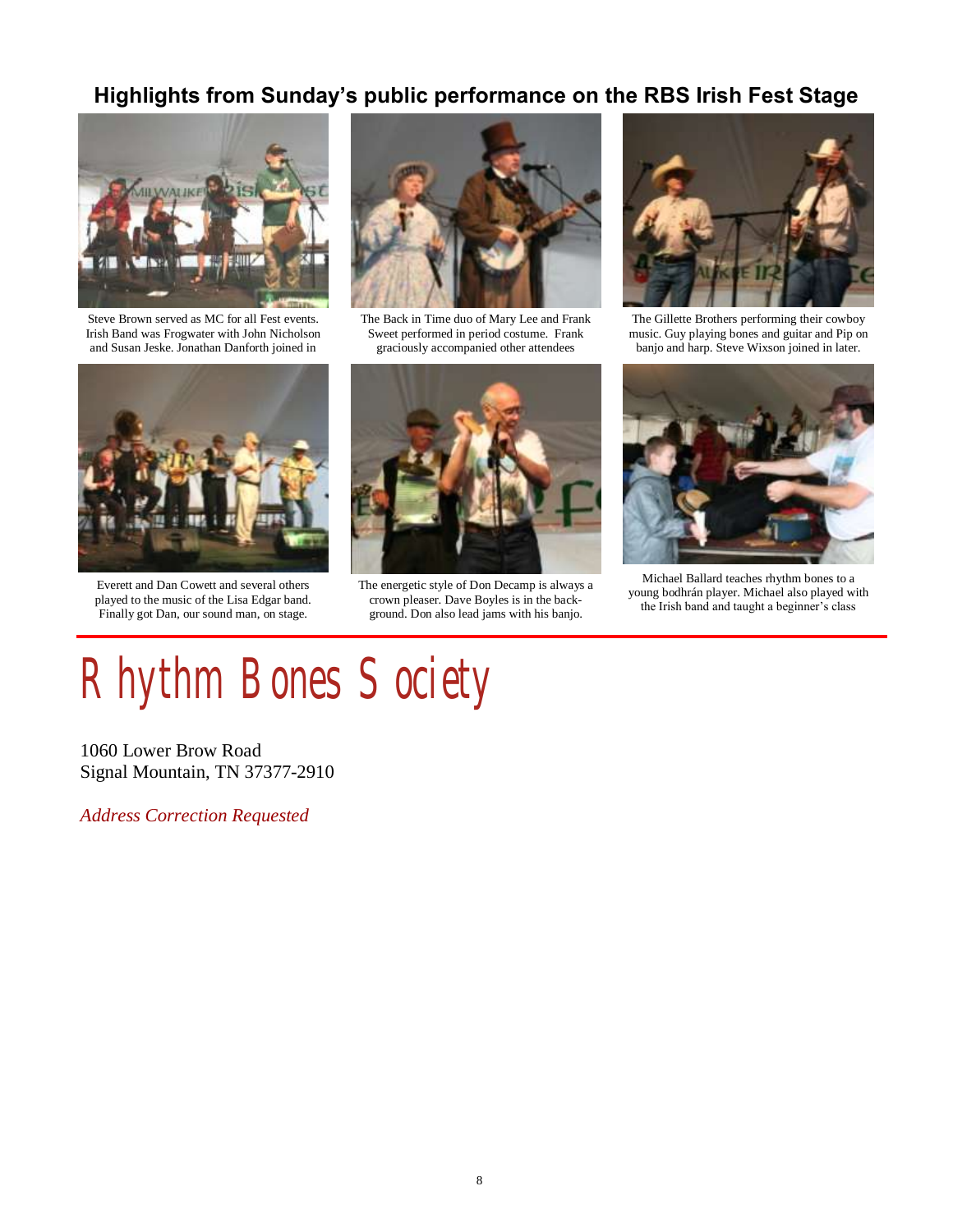## Highlights from Sunday's public performance on the RBS Irish Fest Stage

Steve Brown served as MC for all Fest events. Irish Band was Frogwater with John Nicholson and Susan Jeske. Jonathan Danforth joined in

The Back in Time duo of Mary Lee and Frank Sweet performed in period costume. Frank graciously accompanied other attendees

The Gillette Brothers performing their cowboy music. Guy playing bones and guitar and Pip on banjo and harp. Steve Wixson joined in later.

Everett and Dan Cowett and several others played to the music of the Lisa Edgar band. Finally got Dan, our sound man, on stage.

The energetic style of Don Decamp is always a crown pleaser. Dave Boyles is in the background. Don also lead jams with his banjo.

Michael Ballard teaches rhythm bones to a young bodhrán player. Michael also played with the Irish band and taught a beginner's class

# Rhythm Bones Society

1060 Lower Brow Road
Signal Mountain, TN 37377-2910

*Address Correction Requested*